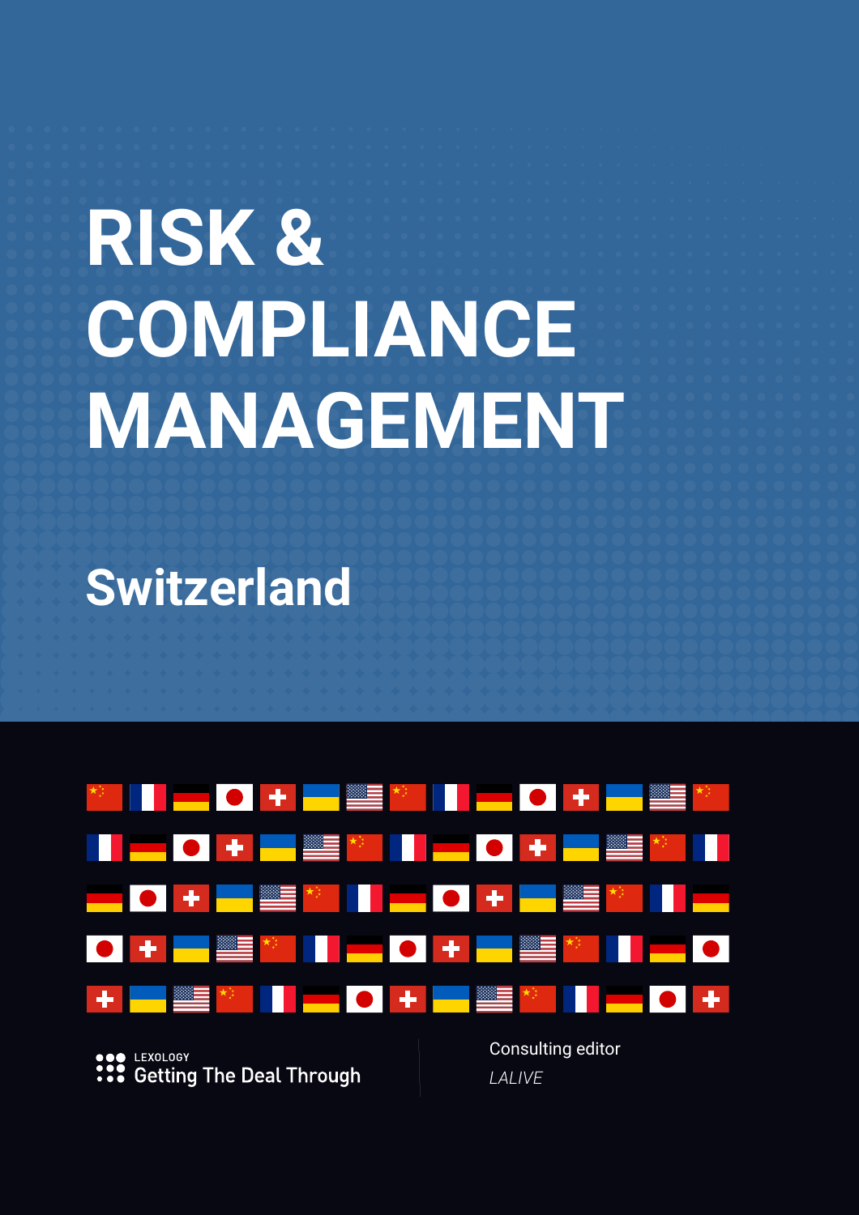# RISK & COMPLIANCE MANAGEMENT

## Switzerland

LEXOLOGY
Getting The Deal Through

Consulting editor
*LALIVE*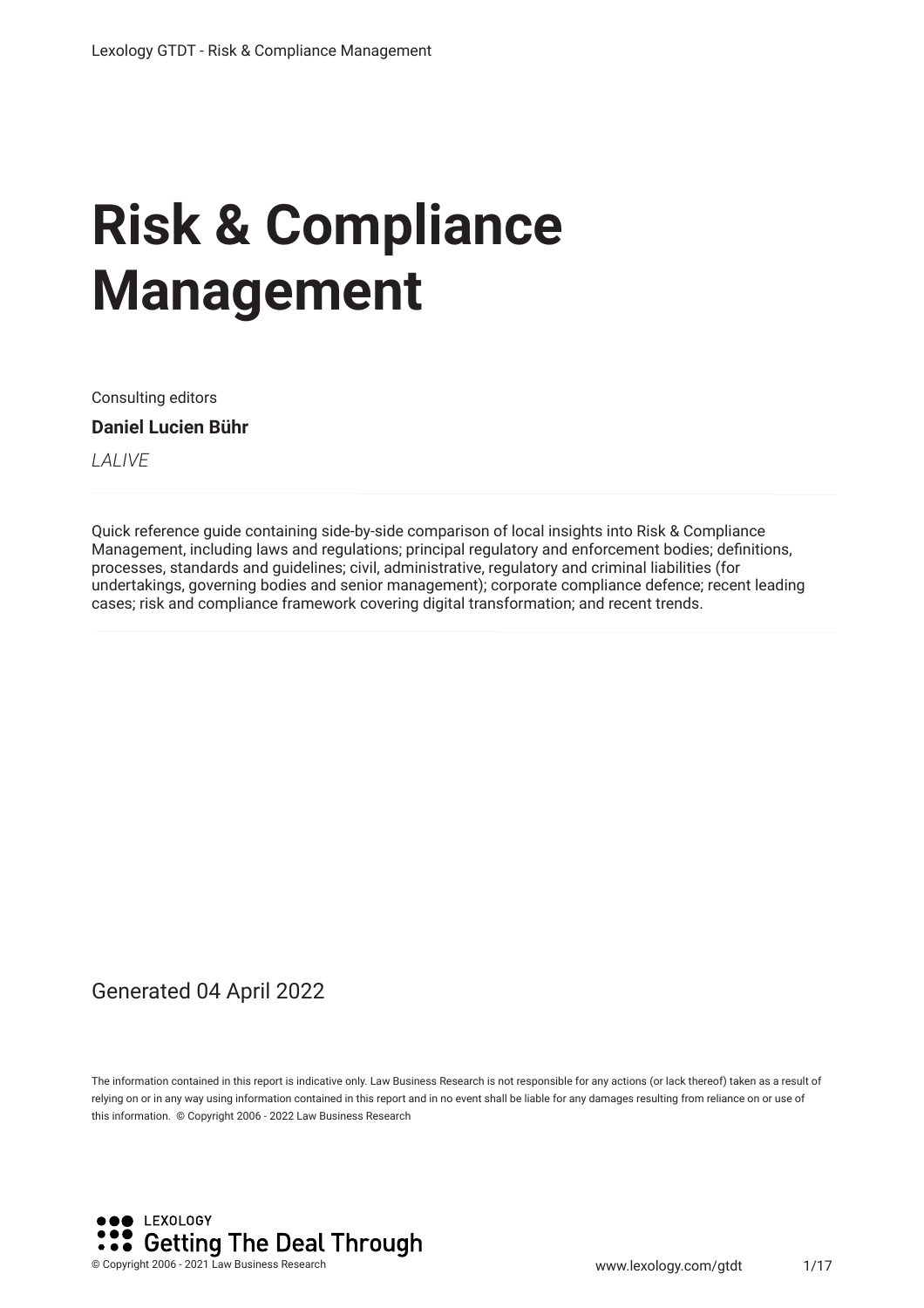# Risk & Compliance Management

Consulting editors

**Daniel Lucien Bühr**

*LALIVE*

Quick reference guide containing side-by-side comparison of local insights into Risk & Compliance Management, including laws and regulations; principal regulatory and enforcement bodies; definitions, processes, standards and guidelines; civil, administrative, regulatory and criminal liabilities (for undertakings, governing bodies and senior management); corporate compliance defence; recent leading cases; risk and compliance framework covering digital transformation; and recent trends.

Generated 04 April 2022

The information contained in this report is indicative only. Law Business Research is not responsible for any actions (or lack thereof) taken as a result of relying on or in any way using information contained in this report and in no event shall be liable for any damages resulting from reliance on or use of this information. © Copyright 2006 - 2022 Law Business Research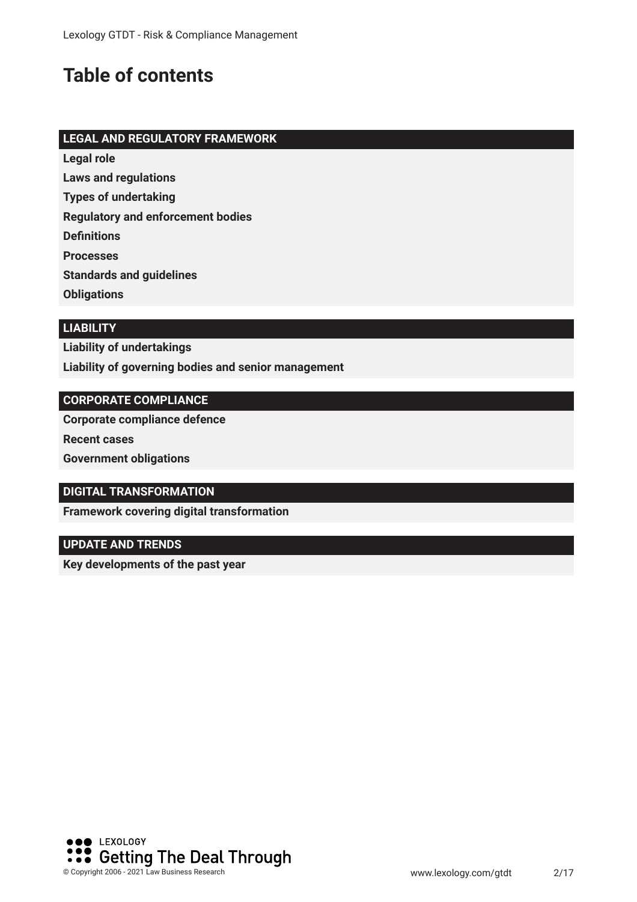# Table of contents

**LEGAL AND REGULATORY FRAMEWORK**

**Legal role**

**Laws and regulations**

**Types of undertaking**

**Regulatory and enforcement bodies**

**Definitions**

**Processes**

**Standards and guidelines**

**Obligations**

**LIABILITY**

**Liability of undertakings**

**Liability of governing bodies and senior management**

**CORPORATE COMPLIANCE**

**Corporate compliance defence**

**Recent cases**

**Government obligations**

**DIGITAL TRANSFORMATION**

**Framework covering digital transformation**

**UPDATE AND TRENDS**

**Key developments of the past year**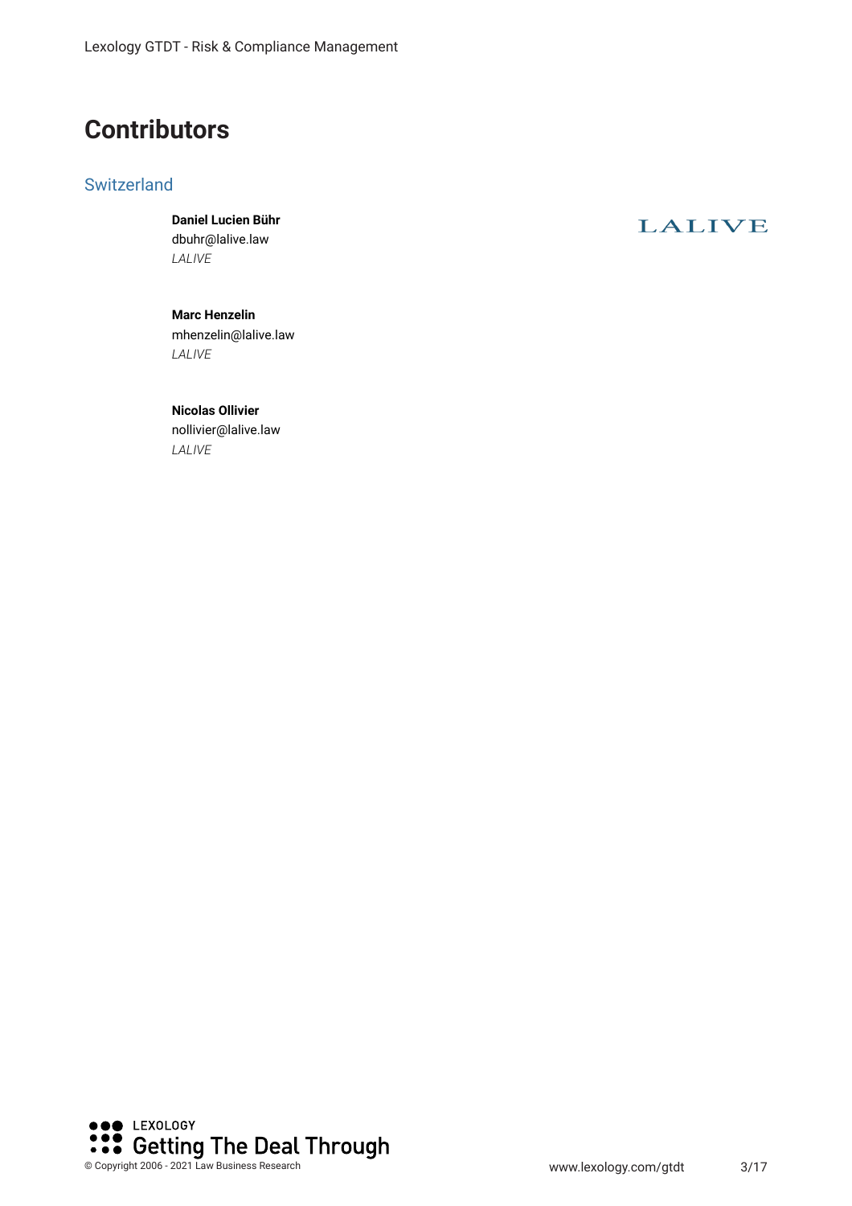# Contributors

## Switzerland

**Daniel Lucien Bühr**
dbuhr@lalive.law
*LALIVE*

**Marc Henzelin**
mhenzelin@lalive.law
*LALIVE*

**Nicolas Ollivier**
nollivier@lalive.law
*LALIVE*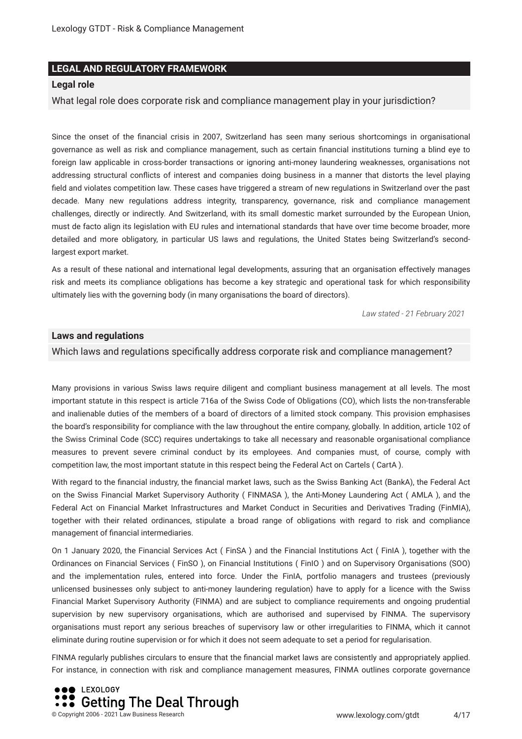## LEGAL AND REGULATORY FRAMEWORK

### Legal role

What legal role does corporate risk and compliance management play in your jurisdiction?

Since the onset of the financial crisis in 2007, Switzerland has seen many serious shortcomings in organisational governance as well as risk and compliance management, such as certain financial institutions turning a blind eye to foreign law applicable in cross-border transactions or ignoring anti-money laundering weaknesses, organisations not addressing structural conflicts of interest and companies doing business in a manner that distorts the level playing field and violates competition law. These cases have triggered a stream of new regulations in Switzerland over the past decade. Many new regulations address integrity, transparency, governance, risk and compliance management challenges, directly or indirectly. And Switzerland, with its small domestic market surrounded by the European Union, must de facto align its legislation with EU rules and international standards that have over time become broader, more detailed and more obligatory, in particular US laws and regulations, the United States being Switzerland's second-largest export market.

As a result of these national and international legal developments, assuring that an organisation effectively manages risk and meets its compliance obligations has become a key strategic and operational task for which responsibility ultimately lies with the governing body (in many organisations the board of directors).

*Law stated - 21 February 2021*

### Laws and regulations

Which laws and regulations specifically address corporate risk and compliance management?

Many provisions in various Swiss laws require diligent and compliant business management at all levels. The most important statute in this respect is article 716a of the Swiss Code of Obligations (CO), which lists the non-transferable and inalienable duties of the members of a board of directors of a limited stock company. This provision emphasises the board's responsibility for compliance with the law throughout the entire company, globally. In addition, article 102 of the Swiss Criminal Code (SCC) requires undertakings to take all necessary and reasonable organisational compliance measures to prevent severe criminal conduct by its employees. And companies must, of course, comply with competition law, the most important statute in this respect being the Federal Act on Cartels ( CartA ).

With regard to the financial industry, the financial market laws, such as the Swiss Banking Act (BankA), the Federal Act on the Swiss Financial Market Supervisory Authority ( FINMASA ), the Anti-Money Laundering Act ( AMLA ), and the Federal Act on Financial Market Infrastructures and Market Conduct in Securities and Derivatives Trading (FinMIA), together with their related ordinances, stipulate a broad range of obligations with regard to risk and compliance management of financial intermediaries.

On 1 January 2020, the Financial Services Act ( FinSA ) and the Financial Institutions Act ( FinIA ), together with the Ordinances on Financial Services ( FinSO ), on Financial Institutions ( FinIO ) and on Supervisory Organisations (SOO) and the implementation rules, entered into force. Under the FinIA, portfolio managers and trustees (previously unlicensed businesses only subject to anti-money laundering regulation) have to apply for a licence with the Swiss Financial Market Supervisory Authority (FINMA) and are subject to compliance requirements and ongoing prudential supervision by new supervisory organisations, which are authorised and supervised by FINMA. The supervisory organisations must report any serious breaches of supervisory law or other irregularities to FINMA, which it cannot eliminate during routine supervision or for which it does not seem adequate to set a period for regularisation.

FINMA regularly publishes circulars to ensure that the financial market laws are consistently and appropriately applied. For instance, in connection with risk and compliance management measures, FINMA outlines corporate governance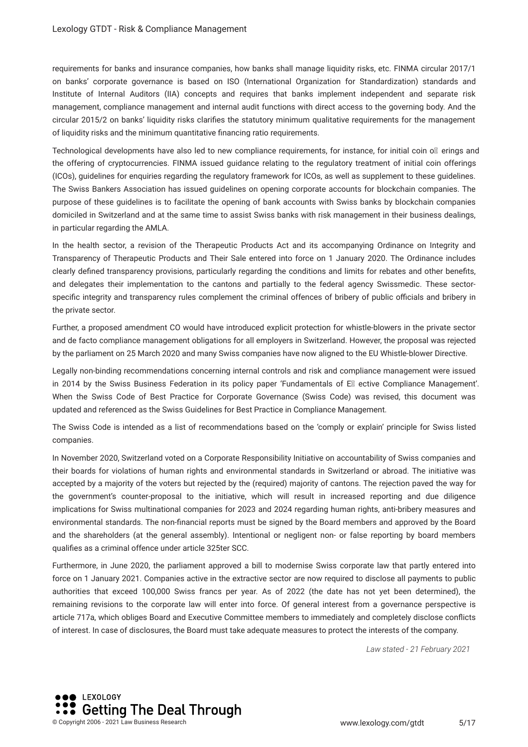requirements for banks and insurance companies, how banks shall manage liquidity risks, etc. FINMA circular 2017/1 on banks' corporate governance is based on ISO (International Organization for Standardization) standards and Institute of Internal Auditors (IIA) concepts and requires that banks implement independent and separate risk management, compliance management and internal audit functions with direct access to the governing body. And the circular 2015/2 on banks' liquidity risks clarifies the statutory minimum qualitative requirements for the management of liquidity risks and the minimum quantitative financing ratio requirements.

Technological developments have also led to new compliance requirements, for instance, for initial coin offerings and the offering of cryptocurrencies. FINMA issued guidance relating to the regulatory treatment of initial coin offerings (ICOs), guidelines for enquiries regarding the regulatory framework for ICOs, as well as supplement to these guidelines. The Swiss Bankers Association has issued guidelines on opening corporate accounts for blockchain companies. The purpose of these guidelines is to facilitate the opening of bank accounts with Swiss banks by blockchain companies domiciled in Switzerland and at the same time to assist Swiss banks with risk management in their business dealings, in particular regarding the AMLA.

In the health sector, a revision of the Therapeutic Products Act and its accompanying Ordinance on Integrity and Transparency of Therapeutic Products and Their Sale entered into force on 1 January 2020. The Ordinance includes clearly defined transparency provisions, particularly regarding the conditions and limits for rebates and other benefits, and delegates their implementation to the cantons and partially to the federal agency Swissmedic. These sector-specific integrity and transparency rules complement the criminal offences of bribery of public officials and bribery in the private sector.

Further, a proposed amendment CO would have introduced explicit protection for whistle-blowers in the private sector and de facto compliance management obligations for all employers in Switzerland. However, the proposal was rejected by the parliament on 25 March 2020 and many Swiss companies have now aligned to the EU Whistle-blower Directive.

Legally non-binding recommendations concerning internal controls and risk and compliance management were issued in 2014 by the Swiss Business Federation in its policy paper 'Fundamentals of Effective Compliance Management'. When the Swiss Code of Best Practice for Corporate Governance (Swiss Code) was revised, this document was updated and referenced as the Swiss Guidelines for Best Practice in Compliance Management.

The Swiss Code is intended as a list of recommendations based on the 'comply or explain' principle for Swiss listed companies.

In November 2020, Switzerland voted on a Corporate Responsibility Initiative on accountability of Swiss companies and their boards for violations of human rights and environmental standards in Switzerland or abroad. The initiative was accepted by a majority of the voters but rejected by the (required) majority of cantons. The rejection paved the way for the government's counter-proposal to the initiative, which will result in increased reporting and due diligence implications for Swiss multinational companies for 2023 and 2024 regarding human rights, anti-bribery measures and environmental standards. The non-financial reports must be signed by the Board members and approved by the Board and the shareholders (at the general assembly). Intentional or negligent non- or false reporting by board members qualifies as a criminal offence under article 325ter SCC.

Furthermore, in June 2020, the parliament approved a bill to modernise Swiss corporate law that partly entered into force on 1 January 2021. Companies active in the extractive sector are now required to disclose all payments to public authorities that exceed 100,000 Swiss francs per year. As of 2022 (the date has not yet been determined), the remaining revisions to the corporate law will enter into force. Of general interest from a governance perspective is article 717a, which obliges Board and Executive Committee members to immediately and completely disclose conflicts of interest. In case of disclosures, the Board must take adequate measures to protect the interests of the company.

*Law stated - 21 February 2021*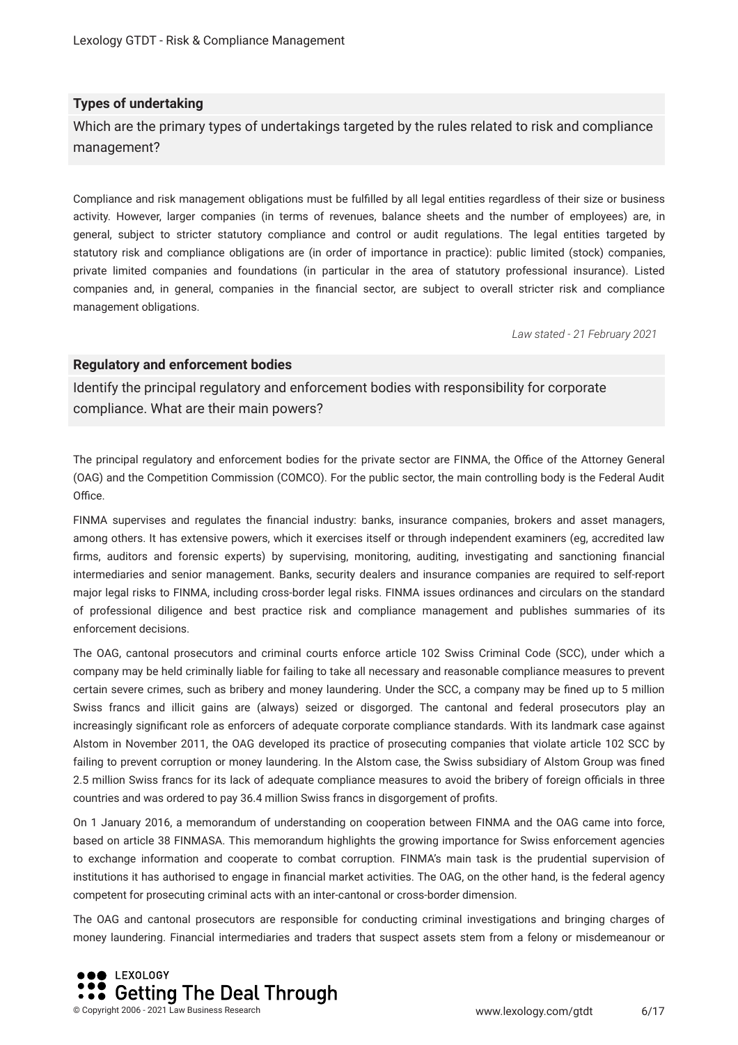**Types of undertaking**

Which are the primary types of undertakings targeted by the rules related to risk and compliance management?

Compliance and risk management obligations must be fulfilled by all legal entities regardless of their size or business activity. However, larger companies (in terms of revenues, balance sheets and the number of employees) are, in general, subject to stricter statutory compliance and control or audit regulations. The legal entities targeted by statutory risk and compliance obligations are (in order of importance in practice): public limited (stock) companies, private limited companies and foundations (in particular in the area of statutory professional insurance). Listed companies and, in general, companies in the financial sector, are subject to overall stricter risk and compliance management obligations.

*Law stated - 21 February 2021*

**Regulatory and enforcement bodies**

Identify the principal regulatory and enforcement bodies with responsibility for corporate compliance. What are their main powers?

The principal regulatory and enforcement bodies for the private sector are FINMA, the Office of the Attorney General (OAG) and the Competition Commission (COMCO). For the public sector, the main controlling body is the Federal Audit Office.

FINMA supervises and regulates the financial industry: banks, insurance companies, brokers and asset managers, among others. It has extensive powers, which it exercises itself or through independent examiners (eg, accredited law firms, auditors and forensic experts) by supervising, monitoring, auditing, investigating and sanctioning financial intermediaries and senior management. Banks, security dealers and insurance companies are required to self-report major legal risks to FINMA, including cross-border legal risks. FINMA issues ordinances and circulars on the standard of professional diligence and best practice risk and compliance management and publishes summaries of its enforcement decisions.

The OAG, cantonal prosecutors and criminal courts enforce article 102 Swiss Criminal Code (SCC), under which a company may be held criminally liable for failing to take all necessary and reasonable compliance measures to prevent certain severe crimes, such as bribery and money laundering. Under the SCC, a company may be fined up to 5 million Swiss francs and illicit gains are (always) seized or disgorged. The cantonal and federal prosecutors play an increasingly significant role as enforcers of adequate corporate compliance standards. With its landmark case against Alstom in November 2011, the OAG developed its practice of prosecuting companies that violate article 102 SCC by failing to prevent corruption or money laundering. In the Alstom case, the Swiss subsidiary of Alstom Group was fined 2.5 million Swiss francs for its lack of adequate compliance measures to avoid the bribery of foreign officials in three countries and was ordered to pay 36.4 million Swiss francs in disgorgement of profits.

On 1 January 2016, a memorandum of understanding on cooperation between FINMA and the OAG came into force, based on article 38 FINMASA. This memorandum highlights the growing importance for Swiss enforcement agencies to exchange information and cooperate to combat corruption. FINMA's main task is the prudential supervision of institutions it has authorised to engage in financial market activities. The OAG, on the other hand, is the federal agency competent for prosecuting criminal acts with an inter-cantonal or cross-border dimension.

The OAG and cantonal prosecutors are responsible for conducting criminal investigations and bringing charges of money laundering. Financial intermediaries and traders that suspect assets stem from a felony or misdemeanour or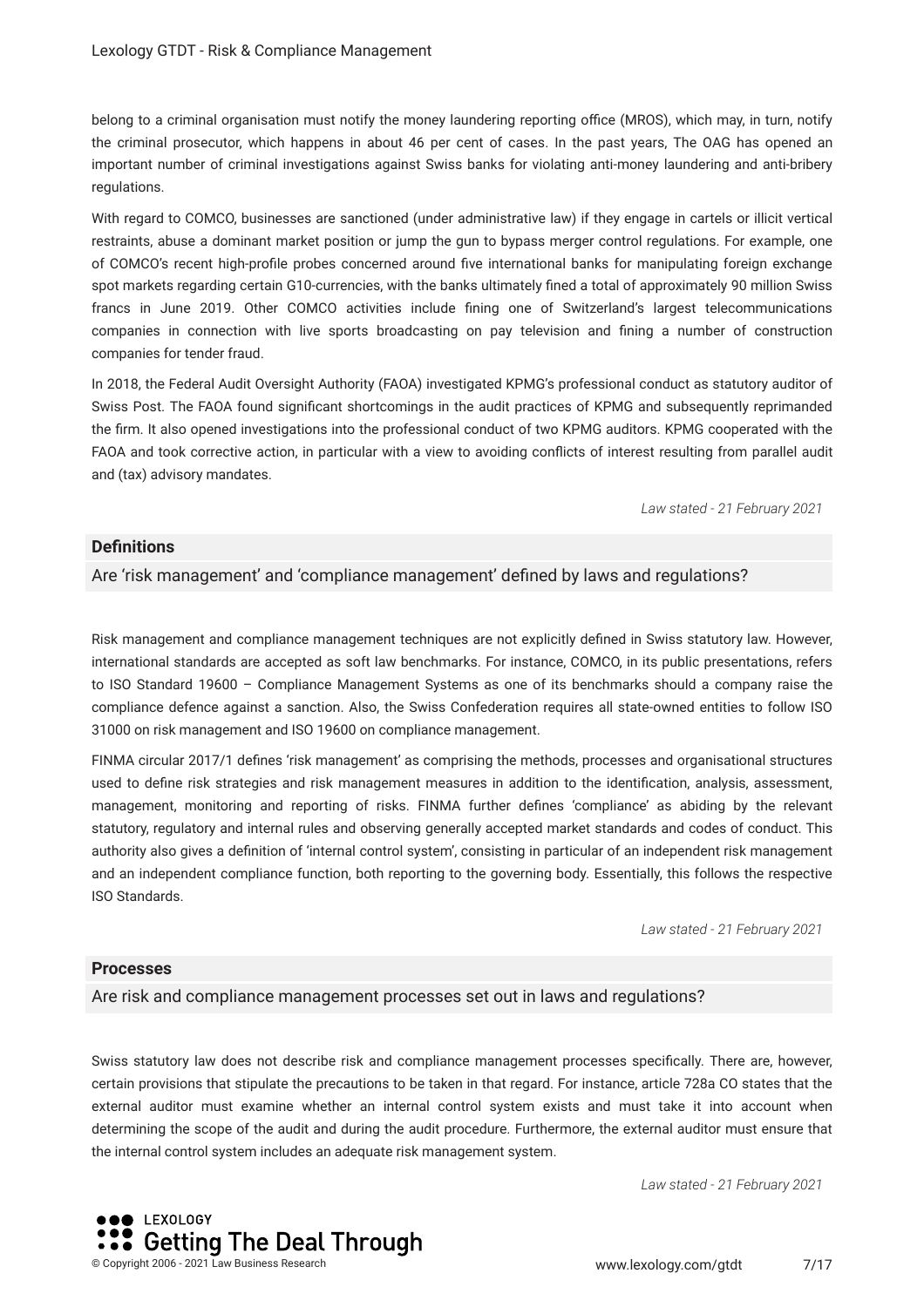belong to a criminal organisation must notify the money laundering reporting office (MROS), which may, in turn, notify the criminal prosecutor, which happens in about 46 per cent of cases. In the past years, The OAG has opened an important number of criminal investigations against Swiss banks for violating anti-money laundering and anti-bribery regulations.

With regard to COMCO, businesses are sanctioned (under administrative law) if they engage in cartels or illicit vertical restraints, abuse a dominant market position or jump the gun to bypass merger control regulations. For example, one of COMCO's recent high-profile probes concerned around five international banks for manipulating foreign exchange spot markets regarding certain G10-currencies, with the banks ultimately fined a total of approximately 90 million Swiss francs in June 2019. Other COMCO activities include fining one of Switzerland's largest telecommunications companies in connection with live sports broadcasting on pay television and fining a number of construction companies for tender fraud.

In 2018, the Federal Audit Oversight Authority (FAOA) investigated KPMG's professional conduct as statutory auditor of Swiss Post. The FAOA found significant shortcomings in the audit practices of KPMG and subsequently reprimanded the firm. It also opened investigations into the professional conduct of two KPMG auditors. KPMG cooperated with the FAOA and took corrective action, in particular with a view to avoiding conflicts of interest resulting from parallel audit and (tax) advisory mandates.

*Law stated - 21 February 2021*

## Definitions

### Are 'risk management' and 'compliance management' defined by laws and regulations?

Risk management and compliance management techniques are not explicitly defined in Swiss statutory law. However, international standards are accepted as soft law benchmarks. For instance, COMCO, in its public presentations, refers to ISO Standard 19600 – Compliance Management Systems as one of its benchmarks should a company raise the compliance defence against a sanction. Also, the Swiss Confederation requires all state-owned entities to follow ISO 31000 on risk management and ISO 19600 on compliance management.

FINMA circular 2017/1 defines 'risk management' as comprising the methods, processes and organisational structures used to define risk strategies and risk management measures in addition to the identification, analysis, assessment, management, monitoring and reporting of risks. FINMA further defines 'compliance' as abiding by the relevant statutory, regulatory and internal rules and observing generally accepted market standards and codes of conduct. This authority also gives a definition of 'internal control system', consisting in particular of an independent risk management and an independent compliance function, both reporting to the governing body. Essentially, this follows the respective ISO Standards.

*Law stated - 21 February 2021*

## Processes

### Are risk and compliance management processes set out in laws and regulations?

Swiss statutory law does not describe risk and compliance management processes specifically. There are, however, certain provisions that stipulate the precautions to be taken in that regard. For instance, article 728a CO states that the external auditor must examine whether an internal control system exists and must take it into account when determining the scope of the audit and during the audit procedure. Furthermore, the external auditor must ensure that the internal control system includes an adequate risk management system.

*Law stated - 21 February 2021*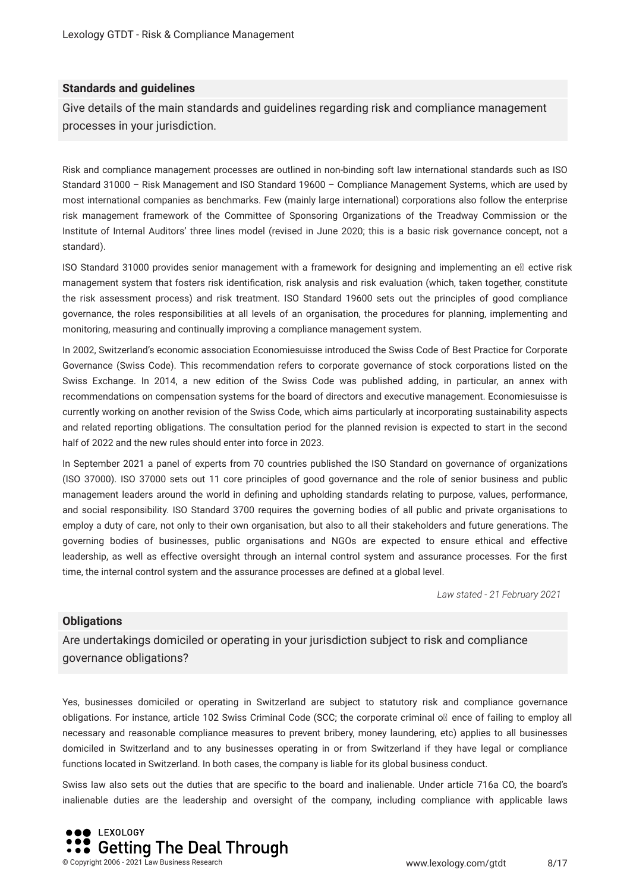## Standards and guidelines

Give details of the main standards and guidelines regarding risk and compliance management processes in your jurisdiction.

Risk and compliance management processes are outlined in non-binding soft law international standards such as ISO Standard 31000 – Risk Management and ISO Standard 19600 – Compliance Management Systems, which are used by most international companies as benchmarks. Few (mainly large international) corporations also follow the enterprise risk management framework of the Committee of Sponsoring Organizations of the Treadway Commission or the Institute of Internal Auditors' three lines model (revised in June 2020; this is a basic risk governance concept, not a standard).

ISO Standard 31000 provides senior management with a framework for designing and implementing an effective risk management system that fosters risk identification, risk analysis and risk evaluation (which, taken together, constitute the risk assessment process) and risk treatment. ISO Standard 19600 sets out the principles of good compliance governance, the roles responsibilities at all levels of an organisation, the procedures for planning, implementing and monitoring, measuring and continually improving a compliance management system.

In 2002, Switzerland's economic association Economiesuisse introduced the Swiss Code of Best Practice for Corporate Governance (Swiss Code). This recommendation refers to corporate governance of stock corporations listed on the Swiss Exchange. In 2014, a new edition of the Swiss Code was published adding, in particular, an annex with recommendations on compensation systems for the board of directors and executive management. Economiesuisse is currently working on another revision of the Swiss Code, which aims particularly at incorporating sustainability aspects and related reporting obligations. The consultation period for the planned revision is expected to start in the second half of 2022 and the new rules should enter into force in 2023.

In September 2021 a panel of experts from 70 countries published the ISO Standard on governance of organizations (ISO 37000). ISO 37000 sets out 11 core principles of good governance and the role of senior business and public management leaders around the world in defining and upholding standards relating to purpose, values, performance, and social responsibility. ISO Standard 3700 requires the governing bodies of all public and private organisations to employ a duty of care, not only to their own organisation, but also to all their stakeholders and future generations. The governing bodies of businesses, public organisations and NGOs are expected to ensure ethical and effective leadership, as well as effective oversight through an internal control system and assurance processes. For the first time, the internal control system and the assurance processes are defined at a global level.

*Law stated - 21 February 2021*

## Obligations

Are undertakings domiciled or operating in your jurisdiction subject to risk and compliance governance obligations?

Yes, businesses domiciled or operating in Switzerland are subject to statutory risk and compliance governance obligations. For instance, article 102 Swiss Criminal Code (SCC; the corporate criminal offence of failing to employ all necessary and reasonable compliance measures to prevent bribery, money laundering, etc) applies to all businesses domiciled in Switzerland and to any businesses operating in or from Switzerland if they have legal or compliance functions located in Switzerland. In both cases, the company is liable for its global business conduct.

Swiss law also sets out the duties that are specific to the board and inalienable. Under article 716a CO, the board's inalienable duties are the leadership and oversight of the company, including compliance with applicable laws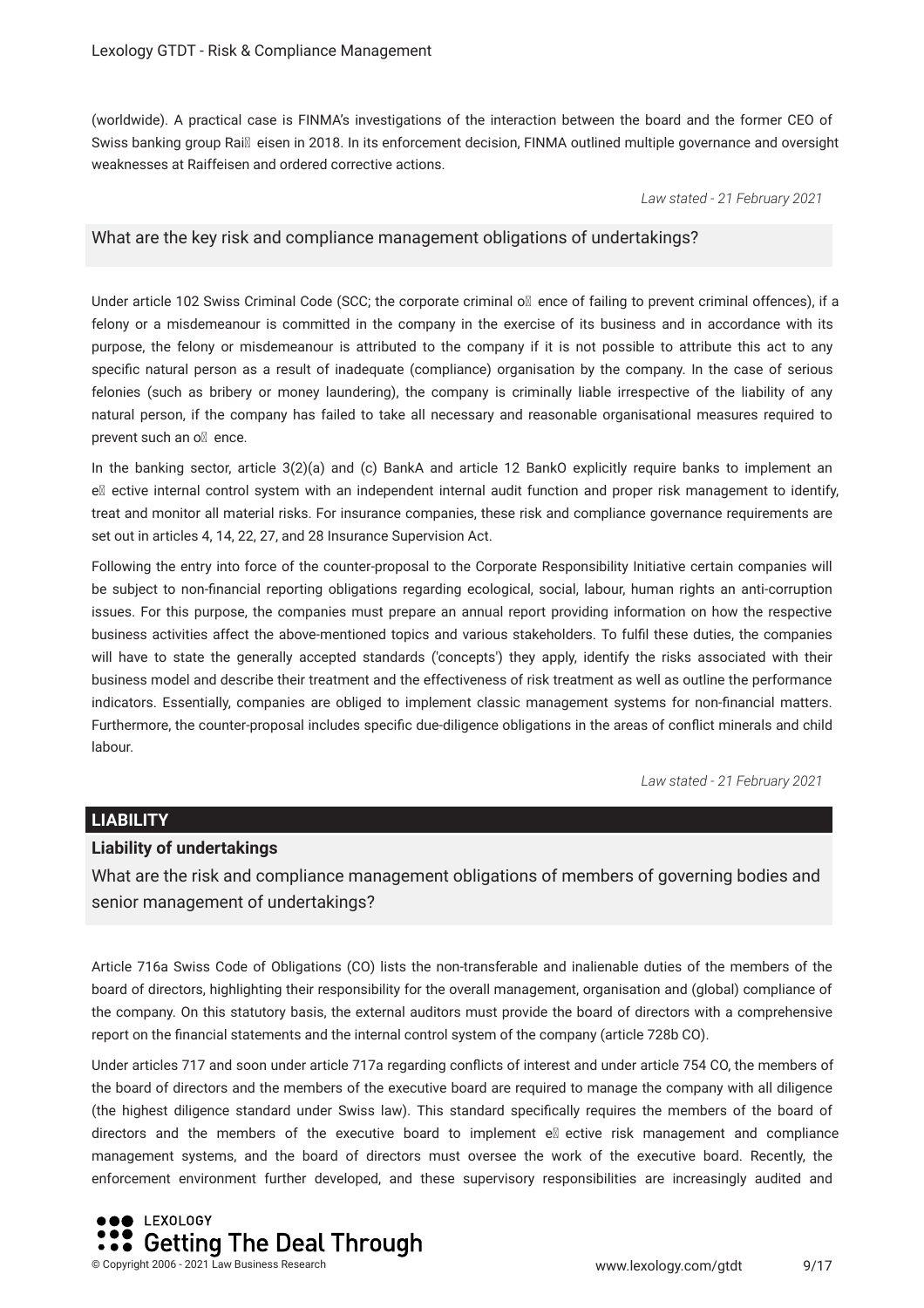(worldwide). A practical case is FINMA's investigations of the interaction between the board and the former CEO of Swiss banking group Raiffeisen in 2018. In its enforcement decision, FINMA outlined multiple governance and oversight weaknesses at Raiffeisen and ordered corrective actions.

*Law stated - 21 February 2021*

### What are the key risk and compliance management obligations of undertakings?

Under article 102 Swiss Criminal Code (SCC; the corporate criminal offence of failing to prevent criminal offences), if a felony or a misdemeanour is committed in the company in the exercise of its business and in accordance with its purpose, the felony or misdemeanour is attributed to the company if it is not possible to attribute this act to any specific natural person as a result of inadequate (compliance) organisation by the company. In the case of serious felonies (such as bribery or money laundering), the company is criminally liable irrespective of the liability of any natural person, if the company has failed to take all necessary and reasonable organisational measures required to prevent such an offence.

In the banking sector, article 3(2)(a) and (c) BankA and article 12 BankO explicitly require banks to implement an effective internal control system with an independent internal audit function and proper risk management to identify, treat and monitor all material risks. For insurance companies, these risk and compliance governance requirements are set out in articles 4, 14, 22, 27, and 28 Insurance Supervision Act.

Following the entry into force of the counter-proposal to the Corporate Responsibility Initiative certain companies will be subject to non-financial reporting obligations regarding ecological, social, labour, human rights an anti-corruption issues. For this purpose, the companies must prepare an annual report providing information on how the respective business activities affect the above-mentioned topics and various stakeholders. To fulfil these duties, the companies will have to state the generally accepted standards ('concepts') they apply, identify the risks associated with their business model and describe their treatment and the effectiveness of risk treatment as well as outline the performance indicators. Essentially, companies are obliged to implement classic management systems for non-financial matters. Furthermore, the counter-proposal includes specific due-diligence obligations in the areas of conflict minerals and child labour.

*Law stated - 21 February 2021*

## LIABILITY

**Liability of undertakings**

### What are the risk and compliance management obligations of members of governing bodies and senior management of undertakings?

Article 716a Swiss Code of Obligations (CO) lists the non-transferable and inalienable duties of the members of the board of directors, highlighting their responsibility for the overall management, organisation and (global) compliance of the company. On this statutory basis, the external auditors must provide the board of directors with a comprehensive report on the financial statements and the internal control system of the company (article 728b CO).

Under articles 717 and soon under article 717a regarding conflicts of interest and under article 754 CO, the members of the board of directors and the members of the executive board are required to manage the company with all diligence (the highest diligence standard under Swiss law). This standard specifically requires the members of the board of directors and the members of the executive board to implement effective risk management and compliance management systems, and the board of directors must oversee the work of the executive board. Recently, the enforcement environment further developed, and these supervisory responsibilities are increasingly audited and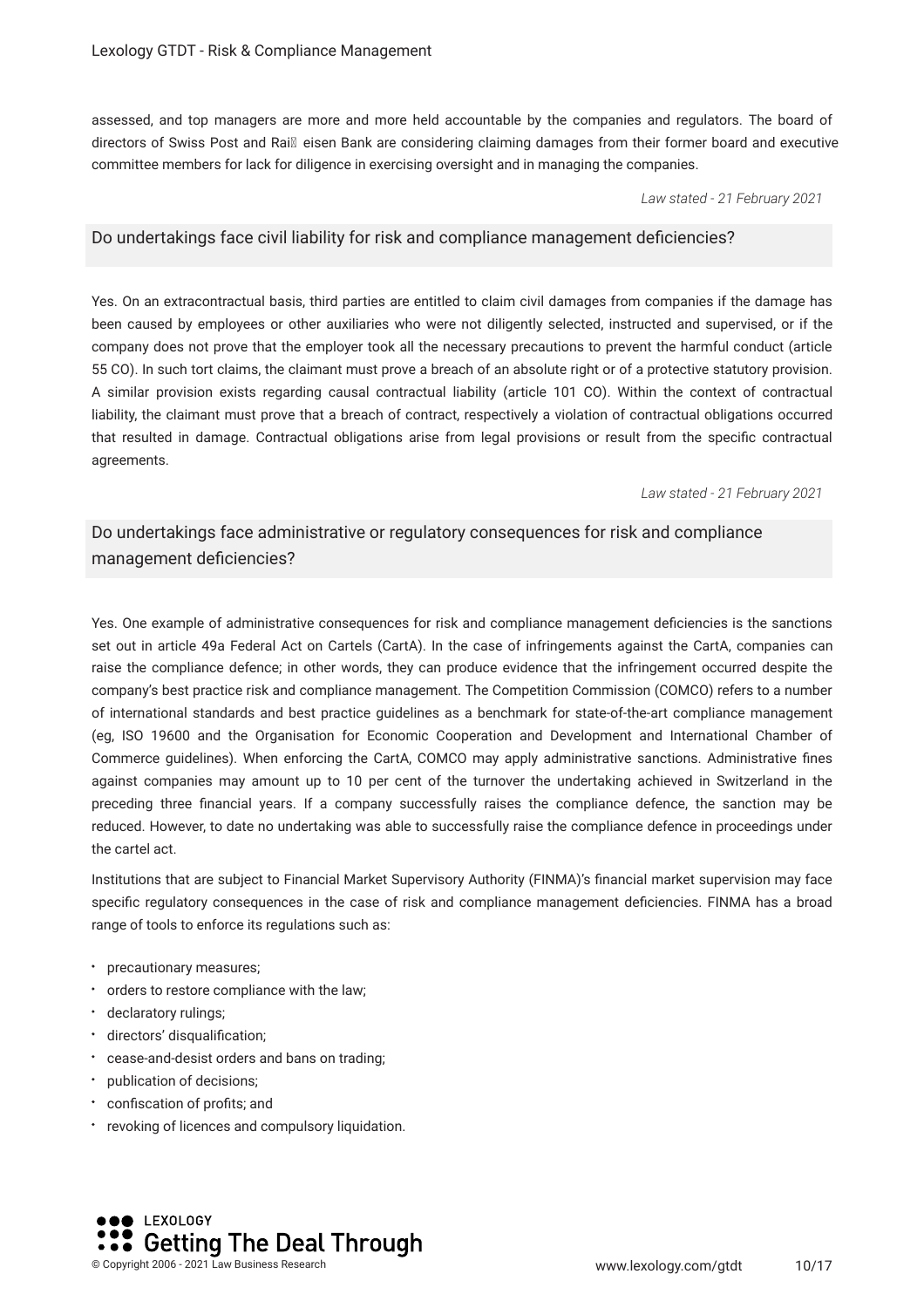assessed, and top managers are more and more held accountable by the companies and regulators. The board of directors of Swiss Post and Raiffeisen Bank are considering claiming damages from their former board and executive committee members for lack for diligence in exercising oversight and in managing the companies.

*Law stated - 21 February 2021*

## Do undertakings face civil liability for risk and compliance management deficiencies?

Yes. On an extracontractual basis, third parties are entitled to claim civil damages from companies if the damage has been caused by employees or other auxiliaries who were not diligently selected, instructed and supervised, or if the company does not prove that the employer took all the necessary precautions to prevent the harmful conduct (article 55 CO). In such tort claims, the claimant must prove a breach of an absolute right or of a protective statutory provision. A similar provision exists regarding causal contractual liability (article 101 CO). Within the context of contractual liability, the claimant must prove that a breach of contract, respectively a violation of contractual obligations occurred that resulted in damage. Contractual obligations arise from legal provisions or result from the specific contractual agreements.

*Law stated - 21 February 2021*

## Do undertakings face administrative or regulatory consequences for risk and compliance management deficiencies?

Yes. One example of administrative consequences for risk and compliance management deficiencies is the sanctions set out in article 49a Federal Act on Cartels (CartA). In the case of infringements against the CartA, companies can raise the compliance defence; in other words, they can produce evidence that the infringement occurred despite the company's best practice risk and compliance management. The Competition Commission (COMCO) refers to a number of international standards and best practice guidelines as a benchmark for state-of-the-art compliance management (eg, ISO 19600 and the Organisation for Economic Cooperation and Development and International Chamber of Commerce guidelines). When enforcing the CartA, COMCO may apply administrative sanctions. Administrative fines against companies may amount up to 10 per cent of the turnover the undertaking achieved in Switzerland in the preceding three financial years. If a company successfully raises the compliance defence, the sanction may be reduced. However, to date no undertaking was able to successfully raise the compliance defence in proceedings under the cartel act.

Institutions that are subject to Financial Market Supervisory Authority (FINMA)'s financial market supervision may face specific regulatory consequences in the case of risk and compliance management deficiencies. FINMA has a broad range of tools to enforce its regulations such as:

- precautionary measures;
- orders to restore compliance with the law;
- declaratory rulings;
- directors' disqualification;
- cease-and-desist orders and bans on trading;
- publication of decisions;
- confiscation of profits; and
- revoking of licences and compulsory liquidation.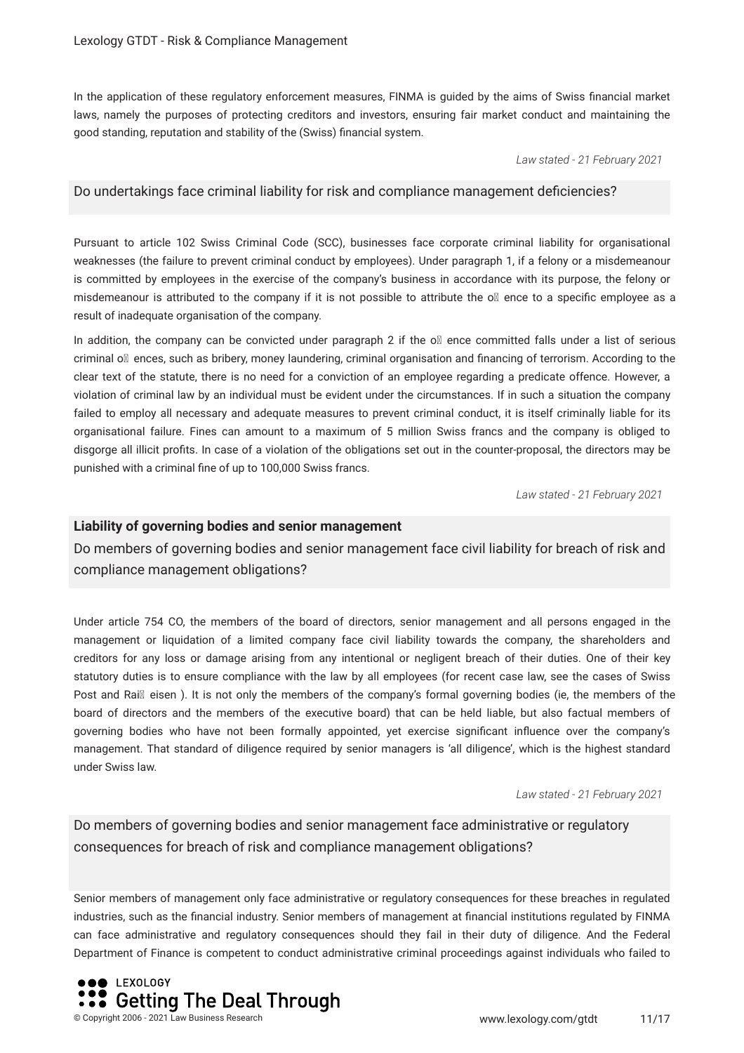In the application of these regulatory enforcement measures, FINMA is guided by the aims of Swiss financial market laws, namely the purposes of protecting creditors and investors, ensuring fair market conduct and maintaining the good standing, reputation and stability of the (Swiss) financial system.

*Law stated - 21 February 2021*

Do undertakings face criminal liability for risk and compliance management deficiencies?

Pursuant to article 102 Swiss Criminal Code (SCC), businesses face corporate criminal liability for organisational weaknesses (the failure to prevent criminal conduct by employees). Under paragraph 1, if a felony or a misdemeanour is committed by employees in the exercise of the company's business in accordance with its purpose, the felony or misdemeanour is attributed to the company if it is not possible to attribute the offence to a specific employee as a result of inadequate organisation of the company.

In addition, the company can be convicted under paragraph 2 if the offence committed falls under a list of serious criminal offences, such as bribery, money laundering, criminal organisation and financing of terrorism. According to the clear text of the statute, there is no need for a conviction of an employee regarding a predicate offence. However, a violation of criminal law by an individual must be evident under the circumstances. If in such a situation the company failed to employ all necessary and adequate measures to prevent criminal conduct, it is itself criminally liable for its organisational failure. Fines can amount to a maximum of 5 million Swiss francs and the company is obliged to disgorge all illicit profits. In case of a violation of the obligations set out in the counter-proposal, the directors may be punished with a criminal fine of up to 100,000 Swiss francs.

*Law stated - 21 February 2021*

**Liability of governing bodies and senior management**

Do members of governing bodies and senior management face civil liability for breach of risk and compliance management obligations?

Under article 754 CO, the members of the board of directors, senior management and all persons engaged in the management or liquidation of a limited company face civil liability towards the company, the shareholders and creditors for any loss or damage arising from any intentional or negligent breach of their duties. One of their key statutory duties is to ensure compliance with the law by all employees (for recent case law, see the cases of Swiss Post and Raiffeisen ). It is not only the members of the company's formal governing bodies (ie, the members of the board of directors and the members of the executive board) that can be held liable, but also factual members of governing bodies who have not been formally appointed, yet exercise significant influence over the company's management. That standard of diligence required by senior managers is 'all diligence', which is the highest standard under Swiss law.

*Law stated - 21 February 2021*

Do members of governing bodies and senior management face administrative or regulatory consequences for breach of risk and compliance management obligations?

Senior members of management only face administrative or regulatory consequences for these breaches in regulated industries, such as the financial industry. Senior members of management at financial institutions regulated by FINMA can face administrative and regulatory consequences should they fail in their duty of diligence. And the Federal Department of Finance is competent to conduct administrative criminal proceedings against individuals who failed to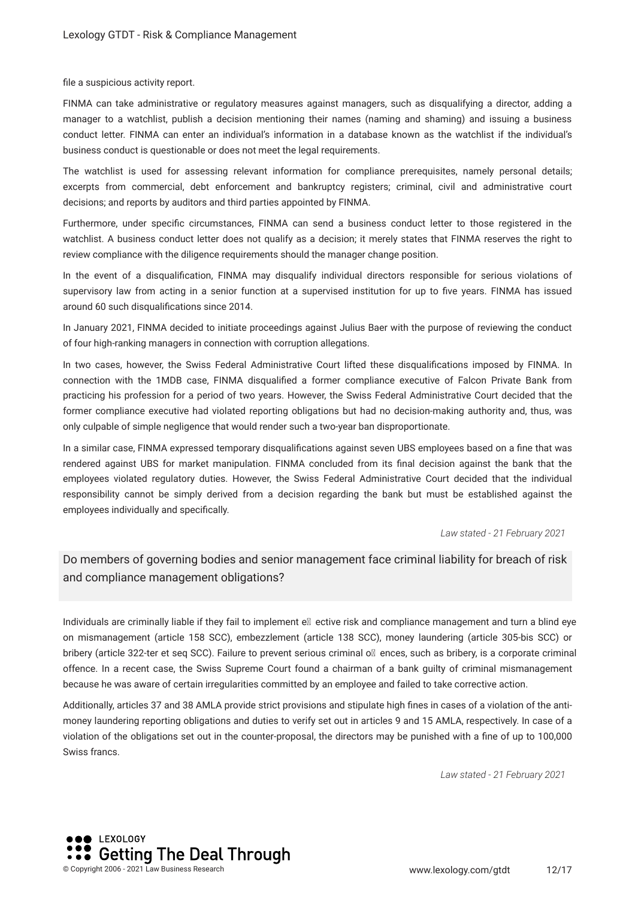file a suspicious activity report.

FINMA can take administrative or regulatory measures against managers, such as disqualifying a director, adding a manager to a watchlist, publish a decision mentioning their names (naming and shaming) and issuing a business conduct letter. FINMA can enter an individual's information in a database known as the watchlist if the individual's business conduct is questionable or does not meet the legal requirements.

The watchlist is used for assessing relevant information for compliance prerequisites, namely personal details; excerpts from commercial, debt enforcement and bankruptcy registers; criminal, civil and administrative court decisions; and reports by auditors and third parties appointed by FINMA.

Furthermore, under specific circumstances, FINMA can send a business conduct letter to those registered in the watchlist. A business conduct letter does not qualify as a decision; it merely states that FINMA reserves the right to review compliance with the diligence requirements should the manager change position.

In the event of a disqualification, FINMA may disqualify individual directors responsible for serious violations of supervisory law from acting in a senior function at a supervised institution for up to five years. FINMA has issued around 60 such disqualifications since 2014.

In January 2021, FINMA decided to initiate proceedings against Julius Baer with the purpose of reviewing the conduct of four high-ranking managers in connection with corruption allegations.

In two cases, however, the Swiss Federal Administrative Court lifted these disqualifications imposed by FINMA. In connection with the 1MDB case, FINMA disqualified a former compliance executive of Falcon Private Bank from practicing his profession for a period of two years. However, the Swiss Federal Administrative Court decided that the former compliance executive had violated reporting obligations but had no decision-making authority and, thus, was only culpable of simple negligence that would render such a two-year ban disproportionate.

In a similar case, FINMA expressed temporary disqualifications against seven UBS employees based on a fine that was rendered against UBS for market manipulation. FINMA concluded from its final decision against the bank that the employees violated regulatory duties. However, the Swiss Federal Administrative Court decided that the individual responsibility cannot be simply derived from a decision regarding the bank but must be established against the employees individually and specifically.

*Law stated - 21 February 2021*

## Do members of governing bodies and senior management face criminal liability for breach of risk and compliance management obligations?

Individuals are criminally liable if they fail to implement effective risk and compliance management and turn a blind eye on mismanagement (article 158 SCC), embezzlement (article 138 SCC), money laundering (article 305-bis SCC) or bribery (article 322-ter et seq SCC). Failure to prevent serious criminal offences, such as bribery, is a corporate criminal offence. In a recent case, the Swiss Supreme Court found a chairman of a bank guilty of criminal mismanagement because he was aware of certain irregularities committed by an employee and failed to take corrective action.

Additionally, articles 37 and 38 AMLA provide strict provisions and stipulate high fines in cases of a violation of the anti-money laundering reporting obligations and duties to verify set out in articles 9 and 15 AMLA, respectively. In case of a violation of the obligations set out in the counter-proposal, the directors may be punished with a fine of up to 100,000 Swiss francs.

*Law stated - 21 February 2021*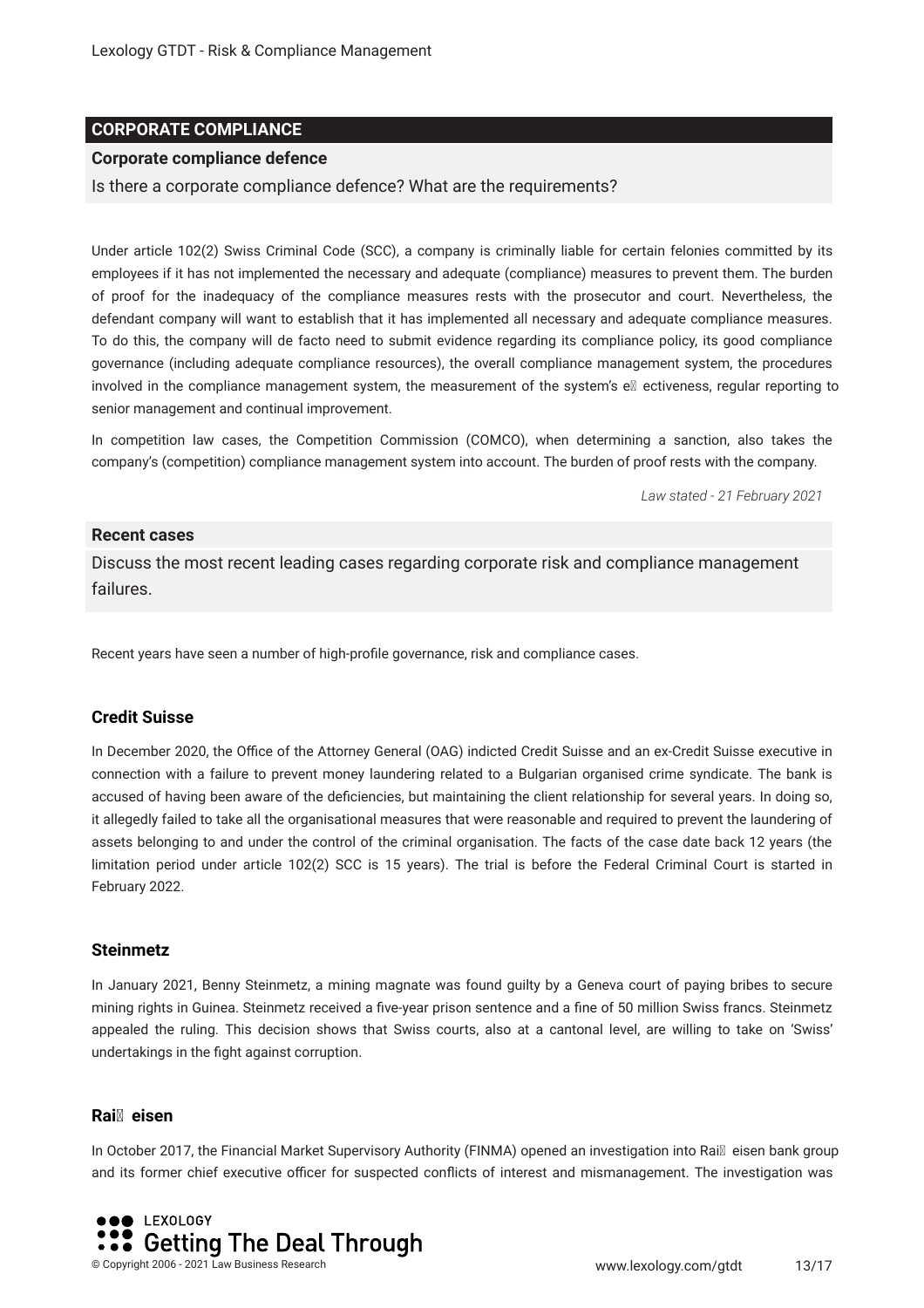## CORPORATE COMPLIANCE

### Corporate compliance defence

Is there a corporate compliance defence? What are the requirements?

Under article 102(2) Swiss Criminal Code (SCC), a company is criminally liable for certain felonies committed by its employees if it has not implemented the necessary and adequate (compliance) measures to prevent them. The burden of proof for the inadequacy of the compliance measures rests with the prosecutor and court. Nevertheless, the defendant company will want to establish that it has implemented all necessary and adequate compliance measures. To do this, the company will de facto need to submit evidence regarding its compliance policy, its good compliance governance (including adequate compliance resources), the overall compliance management system, the procedures involved in the compliance management system, the measurement of the system's effectiveness, regular reporting to senior management and continual improvement.

In competition law cases, the Competition Commission (COMCO), when determining a sanction, also takes the company's (competition) compliance management system into account. The burden of proof rests with the company.

*Law stated - 21 February 2021*

### Recent cases

Discuss the most recent leading cases regarding corporate risk and compliance management failures.

Recent years have seen a number of high-profile governance, risk and compliance cases.

#### Credit Suisse

In December 2020, the Office of the Attorney General (OAG) indicted Credit Suisse and an ex-Credit Suisse executive in connection with a failure to prevent money laundering related to a Bulgarian organised crime syndicate. The bank is accused of having been aware of the deficiencies, but maintaining the client relationship for several years. In doing so, it allegedly failed to take all the organisational measures that were reasonable and required to prevent the laundering of assets belonging to and under the control of the criminal organisation. The facts of the case date back 12 years (the limitation period under article 102(2) SCC is 15 years). The trial is before the Federal Criminal Court is started in February 2022.

#### Steinmetz

In January 2021, Benny Steinmetz, a mining magnate was found guilty by a Geneva court of paying bribes to secure mining rights in Guinea. Steinmetz received a five-year prison sentence and a fine of 50 million Swiss francs. Steinmetz appealed the ruling. This decision shows that Swiss courts, also at a cantonal level, are willing to take on 'Swiss' undertakings in the fight against corruption.

#### Raiffeisen

In October 2017, the Financial Market Supervisory Authority (FINMA) opened an investigation into Raiffeisen bank group and its former chief executive officer for suspected conflicts of interest and mismanagement. The investigation was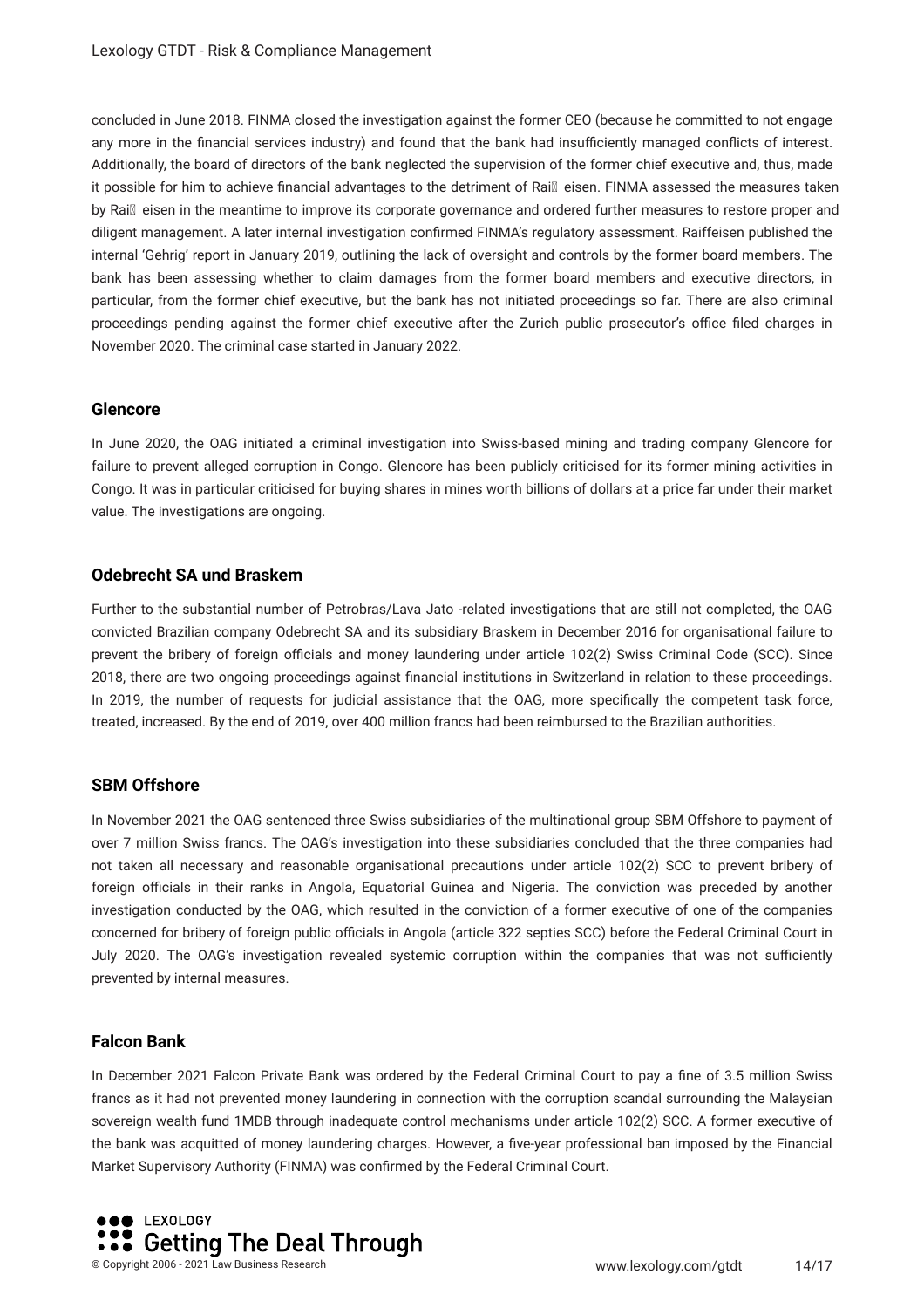concluded in June 2018. FINMA closed the investigation against the former CEO (because he committed to not engage any more in the financial services industry) and found that the bank had insufficiently managed conflicts of interest. Additionally, the board of directors of the bank neglected the supervision of the former chief executive and, thus, made it possible for him to achieve financial advantages to the detriment of Raiffeisen. FINMA assessed the measures taken by Raiffeisen in the meantime to improve its corporate governance and ordered further measures to restore proper and diligent management. A later internal investigation confirmed FINMA's regulatory assessment. Raiffeisen published the internal 'Gehrig' report in January 2019, outlining the lack of oversight and controls by the former board members. The bank has been assessing whether to claim damages from the former board members and executive directors, in particular, from the former chief executive, but the bank has not initiated proceedings so far. There are also criminal proceedings pending against the former chief executive after the Zurich public prosecutor's office filed charges in November 2020. The criminal case started in January 2022.

### Glencore

In June 2020, the OAG initiated a criminal investigation into Swiss-based mining and trading company Glencore for failure to prevent alleged corruption in Congo. Glencore has been publicly criticised for its former mining activities in Congo. It was in particular criticised for buying shares in mines worth billions of dollars at a price far under their market value. The investigations are ongoing.

### Odebrecht SA und Braskem

Further to the substantial number of Petrobras/Lava Jato -related investigations that are still not completed, the OAG convicted Brazilian company Odebrecht SA and its subsidiary Braskem in December 2016 for organisational failure to prevent the bribery of foreign officials and money laundering under article 102(2) Swiss Criminal Code (SCC). Since 2018, there are two ongoing proceedings against financial institutions in Switzerland in relation to these proceedings. In 2019, the number of requests for judicial assistance that the OAG, more specifically the competent task force, treated, increased. By the end of 2019, over 400 million francs had been reimbursed to the Brazilian authorities.

### SBM Offshore

In November 2021 the OAG sentenced three Swiss subsidiaries of the multinational group SBM Offshore to payment of over 7 million Swiss francs. The OAG's investigation into these subsidiaries concluded that the three companies had not taken all necessary and reasonable organisational precautions under article 102(2) SCC to prevent bribery of foreign officials in their ranks in Angola, Equatorial Guinea and Nigeria. The conviction was preceded by another investigation conducted by the OAG, which resulted in the conviction of a former executive of one of the companies concerned for bribery of foreign public officials in Angola (article 322 septies SCC) before the Federal Criminal Court in July 2020. The OAG's investigation revealed systemic corruption within the companies that was not sufficiently prevented by internal measures.

### Falcon Bank

In December 2021 Falcon Private Bank was ordered by the Federal Criminal Court to pay a fine of 3.5 million Swiss francs as it had not prevented money laundering in connection with the corruption scandal surrounding the Malaysian sovereign wealth fund 1MDB through inadequate control mechanisms under article 102(2) SCC. A former executive of the bank was acquitted of money laundering charges. However, a five-year professional ban imposed by the Financial Market Supervisory Authority (FINMA) was confirmed by the Federal Criminal Court.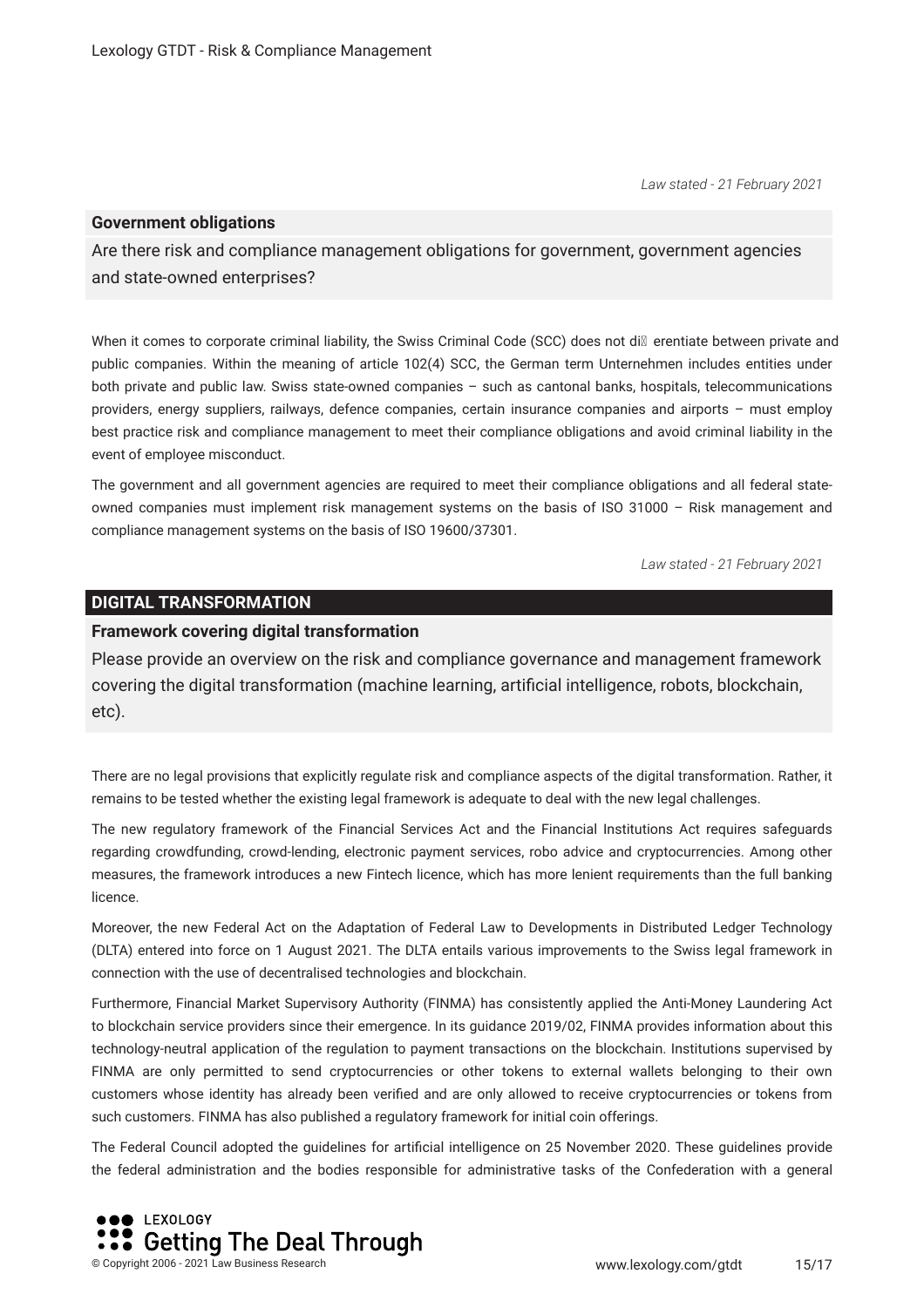*Law stated - 21 February 2021*

### Government obligations

Are there risk and compliance management obligations for government, government agencies and state-owned enterprises?

When it comes to corporate criminal liability, the Swiss Criminal Code (SCC) does not differentiate between private and public companies. Within the meaning of article 102(4) SCC, the German term Unternehmen includes entities under both private and public law. Swiss state-owned companies – such as cantonal banks, hospitals, telecommunications providers, energy suppliers, railways, defence companies, certain insurance companies and airports – must employ best practice risk and compliance management to meet their compliance obligations and avoid criminal liability in the event of employee misconduct.

The government and all government agencies are required to meet their compliance obligations and all federal state-owned companies must implement risk management systems on the basis of ISO 31000 – Risk management and compliance management systems on the basis of ISO 19600/37301.

*Law stated - 21 February 2021*

## DIGITAL TRANSFORMATION

### Framework covering digital transformation

Please provide an overview on the risk and compliance governance and management framework covering the digital transformation (machine learning, artificial intelligence, robots, blockchain, etc).

There are no legal provisions that explicitly regulate risk and compliance aspects of the digital transformation. Rather, it remains to be tested whether the existing legal framework is adequate to deal with the new legal challenges.

The new regulatory framework of the Financial Services Act and the Financial Institutions Act requires safeguards regarding crowdfunding, crowd-lending, electronic payment services, robo advice and cryptocurrencies. Among other measures, the framework introduces a new Fintech licence, which has more lenient requirements than the full banking licence.

Moreover, the new Federal Act on the Adaptation of Federal Law to Developments in Distributed Ledger Technology (DLTA) entered into force on 1 August 2021. The DLTA entails various improvements to the Swiss legal framework in connection with the use of decentralised technologies and blockchain.

Furthermore, Financial Market Supervisory Authority (FINMA) has consistently applied the Anti-Money Laundering Act to blockchain service providers since their emergence. In its guidance 2019/02, FINMA provides information about this technology-neutral application of the regulation to payment transactions on the blockchain. Institutions supervised by FINMA are only permitted to send cryptocurrencies or other tokens to external wallets belonging to their own customers whose identity has already been verified and are only allowed to receive cryptocurrencies or tokens from such customers. FINMA has also published a regulatory framework for initial coin offerings.

The Federal Council adopted the guidelines for artificial intelligence on 25 November 2020. These guidelines provide the federal administration and the bodies responsible for administrative tasks of the Confederation with a general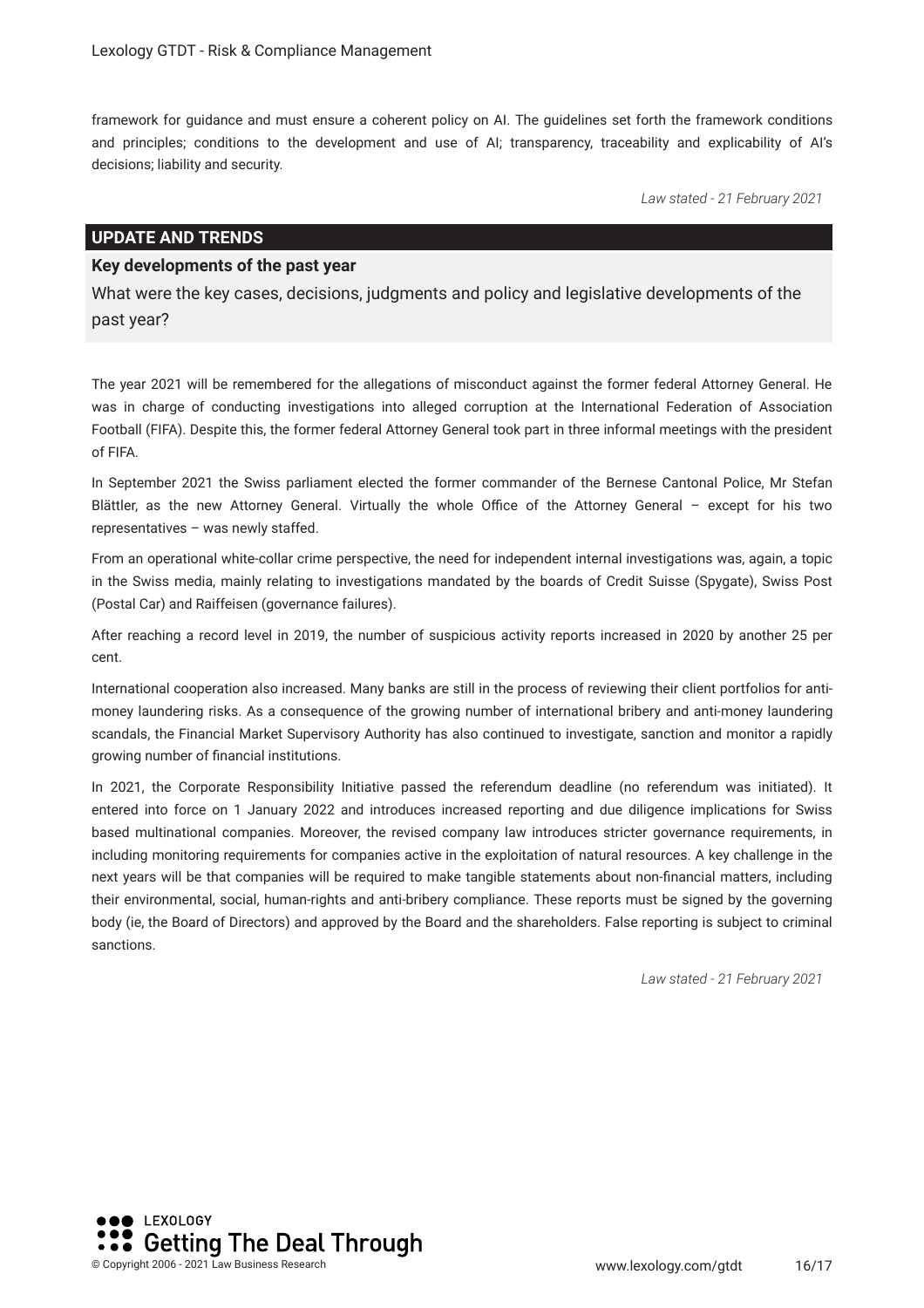framework for guidance and must ensure a coherent policy on AI. The guidelines set forth the framework conditions and principles; conditions to the development and use of AI; transparency, traceability and explicability of AI's decisions; liability and security.

*Law stated - 21 February 2021*

## UPDATE AND TRENDS

### Key developments of the past year

What were the key cases, decisions, judgments and policy and legislative developments of the past year?

The year 2021 will be remembered for the allegations of misconduct against the former federal Attorney General. He was in charge of conducting investigations into alleged corruption at the International Federation of Association Football (FIFA). Despite this, the former federal Attorney General took part in three informal meetings with the president of FIFA.

In September 2021 the Swiss parliament elected the former commander of the Bernese Cantonal Police, Mr Stefan Blättler, as the new Attorney General. Virtually the whole Office of the Attorney General – except for his two representatives – was newly staffed.

From an operational white-collar crime perspective, the need for independent internal investigations was, again, a topic in the Swiss media, mainly relating to investigations mandated by the boards of Credit Suisse (Spygate), Swiss Post (Postal Car) and Raiffeisen (governance failures).

After reaching a record level in 2019, the number of suspicious activity reports increased in 2020 by another 25 per cent.

International cooperation also increased. Many banks are still in the process of reviewing their client portfolios for anti-money laundering risks. As a consequence of the growing number of international bribery and anti-money laundering scandals, the Financial Market Supervisory Authority has also continued to investigate, sanction and monitor a rapidly growing number of financial institutions.

In 2021, the Corporate Responsibility Initiative passed the referendum deadline (no referendum was initiated). It entered into force on 1 January 2022 and introduces increased reporting and due diligence implications for Swiss based multinational companies. Moreover, the revised company law introduces stricter governance requirements, in including monitoring requirements for companies active in the exploitation of natural resources. A key challenge in the next years will be that companies will be required to make tangible statements about non-financial matters, including their environmental, social, human-rights and anti-bribery compliance. These reports must be signed by the governing body (ie, the Board of Directors) and approved by the Board and the shareholders. False reporting is subject to criminal sanctions.

*Law stated - 21 February 2021*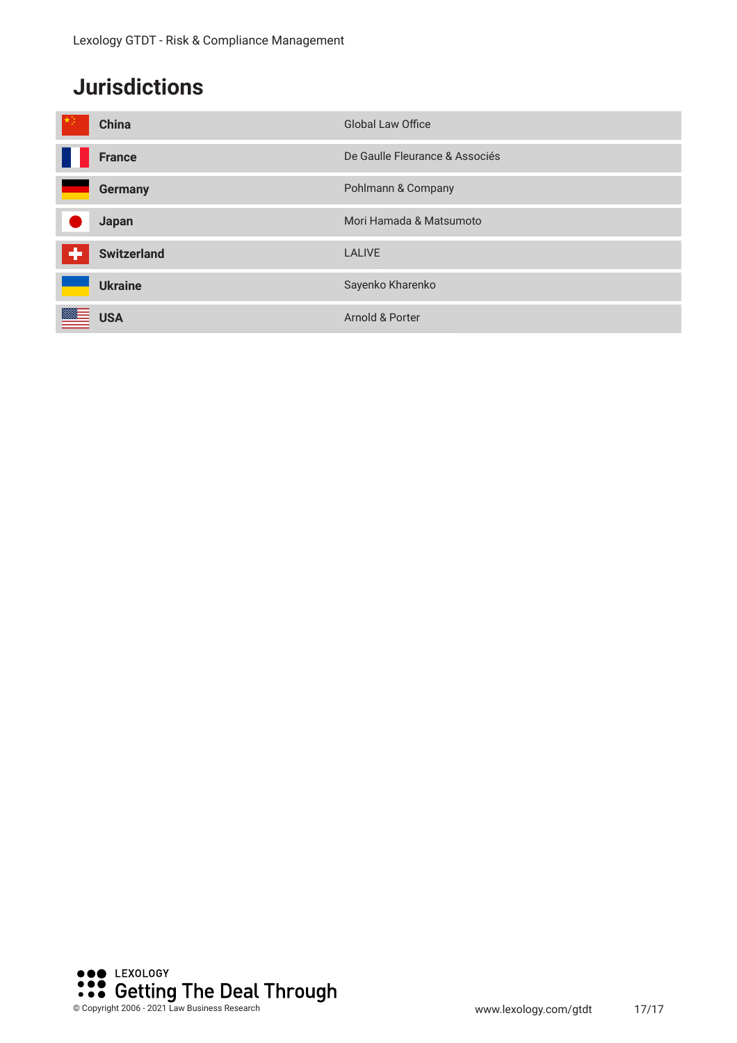# Jurisdictions

| | |
|---|---|
| **China** | Global Law Office |
| **France** | De Gaulle Fleurance & Associés |
| **Germany** | Pohlmann & Company |
| **Japan** | Mori Hamada & Matsumoto |
| **Switzerland** | LALIVE |
| **Ukraine** | Sayenko Kharenko |
| **USA** | Arnold & Porter |